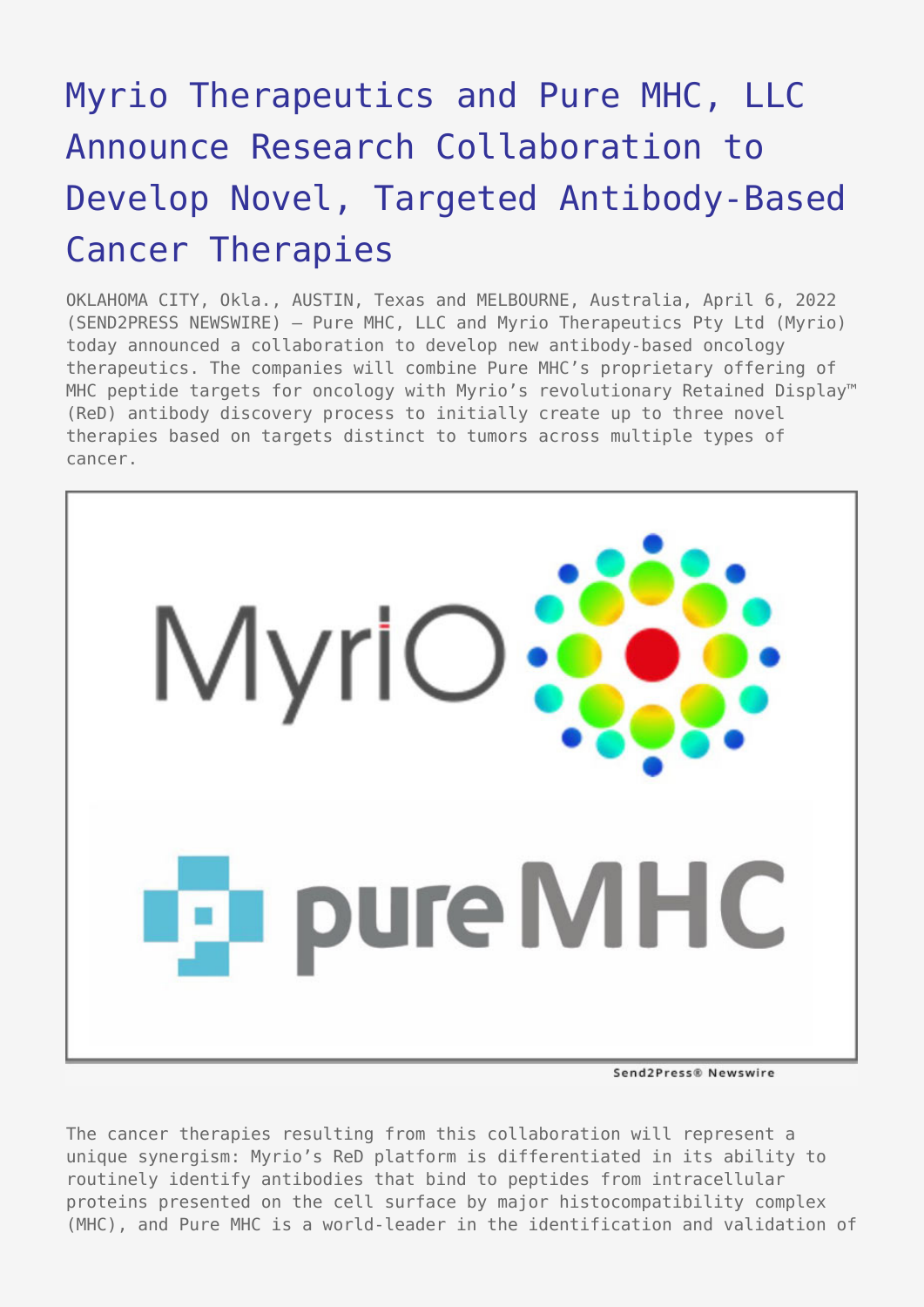# Myrio Therapeutics and Pure MHC, LLC Announce Research Collaboration to Develop Novel, Targeted Antibody-Based Cancer Therapies

OKLAHOMA CITY, Okla., AUSTIN, Texas and MELBOURNE, Australia, April 6, 2022 (SEND2PRESS NEWSWIRE) — Pure MHC, LLC and Myrio Therapeutics Pty Ltd (Myrio) today announced a collaboration to develop new antibody-based oncology therapeutics. The companies will combine Pure MHC's proprietary offering of MHC peptide targets for oncology with Myrio's revolutionary Retained Display™ (ReD) antibody discovery process to initially create up to three novel therapies based on targets distinct to tumors across multiple types of cancer.

Send2Press® Newswire

The cancer therapies resulting from this collaboration will represent a unique synergism: Myrio's ReD platform is differentiated in its ability to routinely identify antibodies that bind to peptides from intracellular proteins presented on the cell surface by major histocompatibility complex (MHC), and Pure MHC is a world-leader in the identification and validation of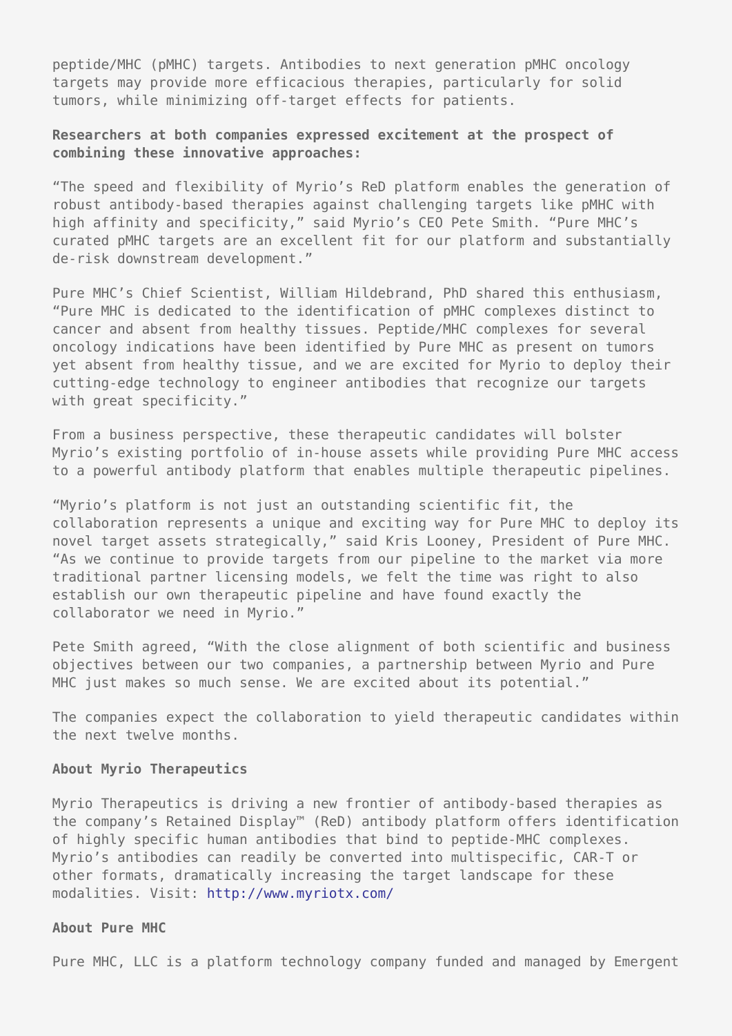peptide/MHC (pMHC) targets. Antibodies to next generation pMHC oncology targets may provide more efficacious therapies, particularly for solid tumors, while minimizing off-target effects for patients.

**Researchers at both companies expressed excitement at the prospect of combining these innovative approaches:**

"The speed and flexibility of Myrio's ReD platform enables the generation of robust antibody-based therapies against challenging targets like pMHC with high affinity and specificity," said Myrio's CEO Pete Smith. "Pure MHC's curated pMHC targets are an excellent fit for our platform and substantially de-risk downstream development."

Pure MHC's Chief Scientist, William Hildebrand, PhD shared this enthusiasm, "Pure MHC is dedicated to the identification of pMHC complexes distinct to cancer and absent from healthy tissues. Peptide/MHC complexes for several oncology indications have been identified by Pure MHC as present on tumors yet absent from healthy tissue, and we are excited for Myrio to deploy their cutting-edge technology to engineer antibodies that recognize our targets with great specificity."

From a business perspective, these therapeutic candidates will bolster Myrio's existing portfolio of in-house assets while providing Pure MHC access to a powerful antibody platform that enables multiple therapeutic pipelines.

"Myrio's platform is not just an outstanding scientific fit, the collaboration represents a unique and exciting way for Pure MHC to deploy its novel target assets strategically," said Kris Looney, President of Pure MHC. "As we continue to provide targets from our pipeline to the market via more traditional partner licensing models, we felt the time was right to also establish our own therapeutic pipeline and have found exactly the collaborator we need in Myrio."

Pete Smith agreed, "With the close alignment of both scientific and business objectives between our two companies, a partnership between Myrio and Pure MHC just makes so much sense. We are excited about its potential."

The companies expect the collaboration to yield therapeutic candidates within the next twelve months.

**About Myrio Therapeutics**

Myrio Therapeutics is driving a new frontier of antibody-based therapies as the company's Retained Display™ (ReD) antibody platform offers identification of highly specific human antibodies that bind to peptide-MHC complexes. Myrio's antibodies can readily be converted into multispecific, CAR-T or other formats, dramatically increasing the target landscape for these modalities. Visit: http://www.myriotx.com/

**About Pure MHC**

Pure MHC, LLC is a platform technology company funded and managed by Emergent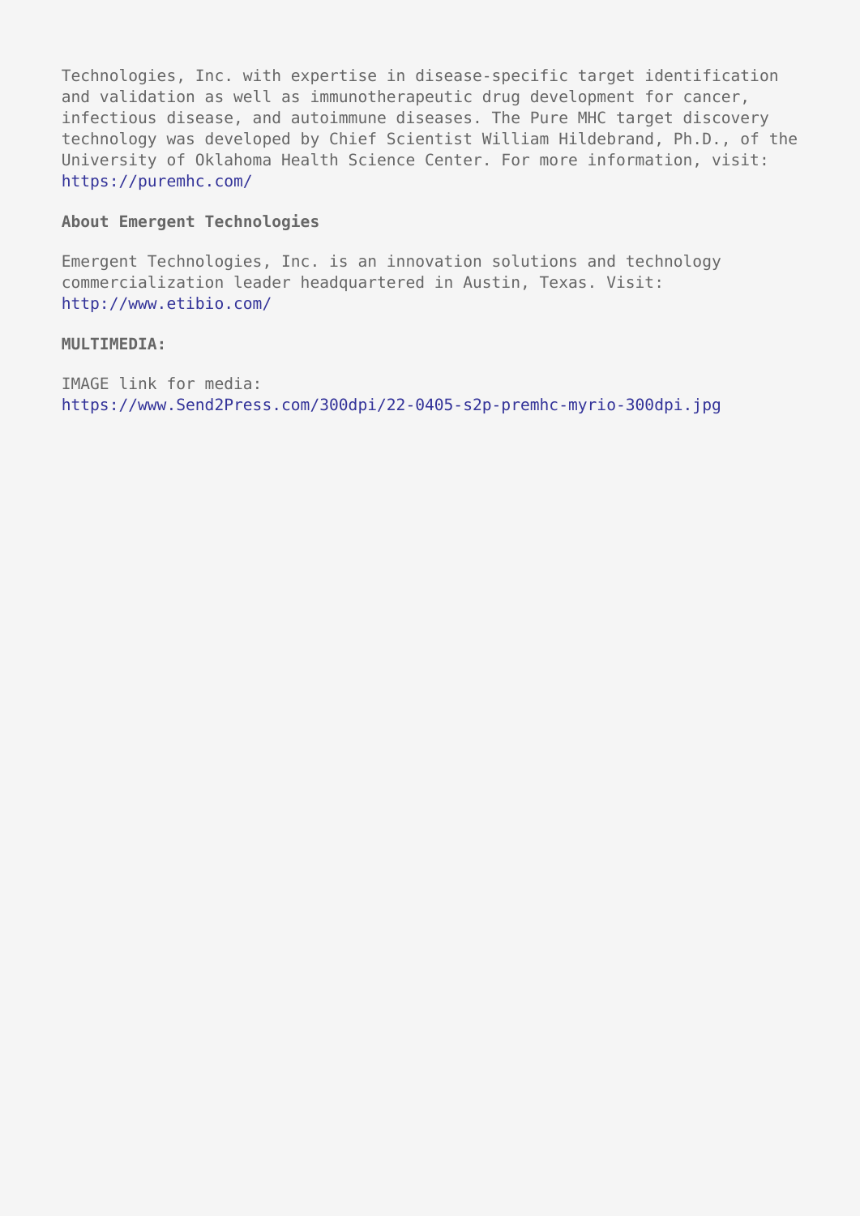Technologies, Inc. with expertise in disease-specific target identification and validation as well as immunotherapeutic drug development for cancer, infectious disease, and autoimmune diseases. The Pure MHC target discovery technology was developed by Chief Scientist William Hildebrand, Ph.D., of the University of Oklahoma Health Science Center. For more information, visit: https://puremhc.com/

**About Emergent Technologies**

Emergent Technologies, Inc. is an innovation solutions and technology commercialization leader headquartered in Austin, Texas. Visit: http://www.etibio.com/

**MULTIMEDIA:**

IMAGE link for media: https://www.Send2Press.com/300dpi/22-0405-s2p-premhc-myrio-300dpi.jpg